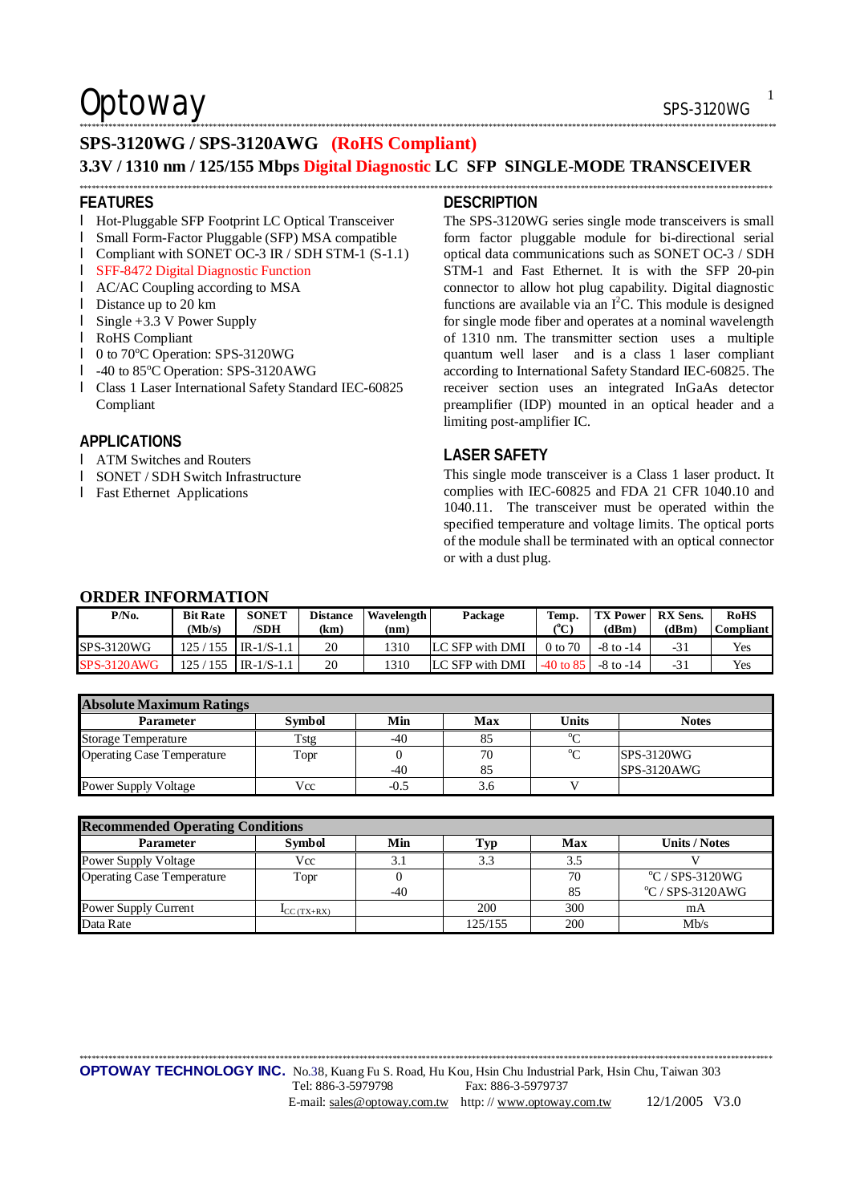# SPS-3120WG / SPS-3120AWG (RoHS Compliant)

## 3.3V / 1310 nm / 125/155 Mbps Digital Diagnostic LC SFP SINGLE-MODE TRANSCEIVER

## FEATURES

- Hot-Pluggable SFP Footprint LC Optical Transceiver
- Small Form-Factor Pluggable (SFP) MSA compatible
- Compliant with SONET OC-3 IR / SDH STM-1 (S-1.1)
- SFF-8472 Digital Diagnostic Function
- AC/AC Coupling according to MSA
- Distance up to 20 km
- Single +3.3 V Power Supply
- RoHS Compliant
- 0 to 70°C Operation: SPS-3120WG
- -40 to 85°C Operation: SPS-3120AWG
- Class 1 Laser International Safety Standard IEC-60825 Compliant

## APPLICATIONS

- ATM Switches and Routers
- SONET / SDH Switch Infrastructure
- Fast Ethernet Applications

## DESCRIPTION

The SPS-3120WG series single mode transceivers is small form factor pluggable module for bi-directional serial optical data communications such as SONET OC-3 / SDH STM-1 and Fast Ethernet. It is with the SFP 20-pin connector to allow hot plug capability. Digital diagnostic functions are available via an $I^2C$. This module is designed for single mode fiber and operates at a nominal wavelength of 1310 nm. The transmitter section uses a multiple quantum well laser and is a class 1 laser compliant according to International Safety Standard IEC-60825. The receiver section uses an integrated InGaAs detector preamplifier (IDP) mounted in an optical header and a limiting post-amplifier IC.

## LASER SAFETY

This single mode transceiver is a Class 1 laser product. It complies with IEC-60825 and FDA 21 CFR 1040.10 and 1040.11. The transceiver must be operated within the specified temperature and voltage limits. The optical ports of the module shall be terminated with an optical connector or with a dust plug.

## ORDER INFORMATION

| P/No. | Bit Rate (Mb/s) | SONET /SDH | Distance (km) | Wavelength (nm) | Package | Temp. (°C) | TX Power (dBm) | RX Sens. (dBm) | RoHS Compliant |
|---|---|---|---|---|---|---|---|---|---|
| SPS-3120WG | 125 / 155 | IR-1/S-1.1 | 20 | 1310 | LC SFP with DMI | 0 to 70 | -8 to -14 | -31 | Yes |
| SPS-3120AWG | 125 / 155 | IR-1/S-1.1 | 20 | 1310 | LC SFP with DMI | -40 to 85 | -8 to -14 | -31 | Yes |

| Absolute Maximum Ratings | | | | | |
|---|---|---|---|---|---|
| **Parameter** | **Symbol** | **Min** | **Max** | **Units** | **Notes** |
| Storage Temperature | Tstg | -40 | 85 | °C | |
| Operating Case Temperature | Topr | 0<br>-40 | 70<br>85 | °C | SPS-3120WG<br>SPS-3120AWG |
| Power Supply Voltage | Vcc | -0.5 | 3.6 | V | |

| Recommended Operating Conditions | | | | | |
|---|---|---|---|---|---|
| **Parameter** | **Symbol** | **Min** | **Typ** | **Max** | **Units / Notes** |
| Power Supply Voltage | Vcc | 3.1 | 3.3 | 3.5 | V |
| Operating Case Temperature | Topr | 0<br>-40 | | 70<br>85 | °C / SPS-3120WG<br>°C / SPS-3120AWG |
| Power Supply Current | $I_{CC\,(TX+RX)}$ | | 200 | 300 | mA |
| Data Rate | | | 125/155 | 200 | Mb/s |

**OPTOWAY TECHNOLOGY INC.** No.38, Kuang Fu S. Road, Hu Kou, Hsin Chu Industrial Park, Hsin Chu, Taiwan 303
Tel: 886-3-5979798 Fax: 886-3-5979737
E-mail: sales@optoway.com.tw http: // www.optoway.com.tw 12/1/2005 V3.0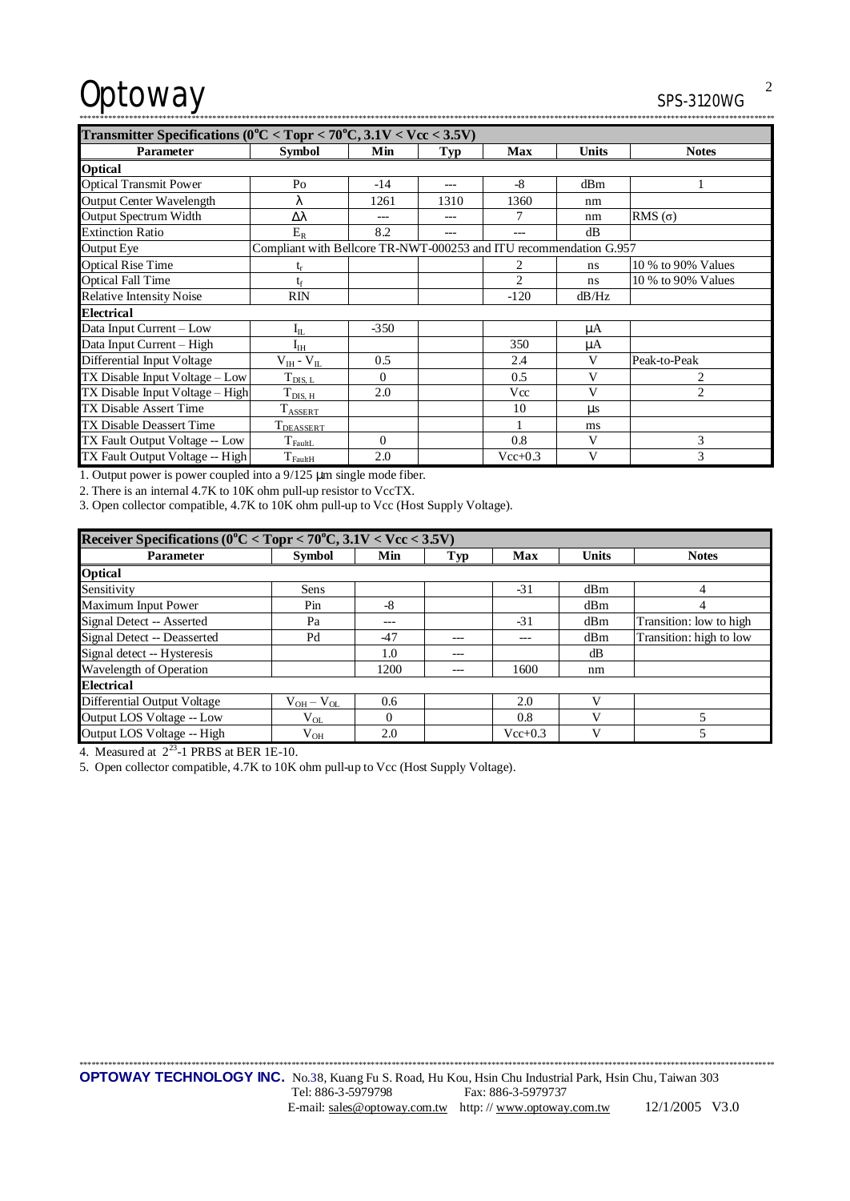| Transmitter Specifications ($0^{o}C$ < Topr < $70^{o}C$, 3.1V < Vcc < 3.5V) | | | | | | |
|---|---|---|---|---|---|---|
| **Parameter** | **Symbol** | **Min** | **Typ** | **Max** | **Units** | **Notes** |
| **Optical** | | | | | | |
| Optical Transmit Power | Po | -14 | --- | -8 | dBm | 1 |
| Output Center Wavelength | λ | 1261 | 1310 | 1360 | nm | |
| Output Spectrum Width | Δλ | --- | --- | 7 | nm | RMS (σ) |
| Extinction Ratio | $E_R$ | 8.2 | --- | --- | dB | |
| Output Eye | Compliant with Bellcore TR-NWT-000253 and ITU recommendation G.957 | | | | | |
| Optical Rise Time | $t_r$ | | | 2 | ns | 10 % to 90% Values |
| Optical Fall Time | $t_f$ | | | 2 | ns | 10 % to 90% Values |
| Relative Intensity Noise | RIN | | | -120 | dB/Hz | |
| **Electrical** | | | | | | |
| Data Input Current – Low | $I_{IL}$ | -350 | | | μA | |
| Data Input Current – High | $I_{IH}$ | | | 350 | μA | |
| Differential Input Voltage | $V_{IH} - V_{IL}$ | 0.5 | | 2.4 | V | Peak-to-Peak |
| TX Disable Input Voltage – Low | $T_{DIS,L}$ | 0 | | 0.5 | V | 2 |
| TX Disable Input Voltage – High | $T_{DIS,H}$ | 2.0 | | Vcc | V | 2 |
| TX Disable Assert Time | $T_{ASSERT}$ | | | 10 | μs | |
| TX Disable Deassert Time | $T_{DEASSERT}$ | | | 1 | ms | |
| TX Fault Output Voltage -- Low | $T_{FaultL}$ | 0 | | 0.8 | V | 3 |
| TX Fault Output Voltage -- High | $T_{FaultH}$ | 2.0 | | Vcc+0.3 | V | 3 |

1. Output power is power coupled into a 9/125 μm single mode fiber.
2. There is an internal 4.7K to 10K ohm pull-up resistor to VccTX.
3. Open collector compatible, 4.7K to 10K ohm pull-up to Vcc (Host Supply Voltage).

| Receiver Specifications ($0^{o}C$ < Topr < $70^{o}C$, 3.1V < Vcc < 3.5V) | | | | | | |
|---|---|---|---|---|---|---|
| **Parameter** | **Symbol** | **Min** | **Typ** | **Max** | **Units** | **Notes** |
| **Optical** | | | | | | |
| Sensitivity | Sens | | | -31 | dBm | 4 |
| Maximum Input Power | Pin | -8 | | | dBm | 4 |
| Signal Detect -- Asserted | Pa | --- | | -31 | dBm | Transition: low to high |
| Signal Detect -- Deasserted | Pd | -47 | --- | --- | dBm | Transition: high to low |
| Signal detect -- Hysteresis | | 1.0 | --- | | dB | |
| Wavelength of Operation | | 1200 | --- | 1600 | nm | |
| **Electrical** | | | | | | |
| Differential Output Voltage | $V_{OH} - V_{OL}$ | 0.6 | | 2.0 | V | |
| Output LOS Voltage -- Low | $V_{OL}$ | 0 | | 0.8 | V | 5 |
| Output LOS Voltage -- High | $V_{OH}$ | 2.0 | | Vcc+0.3 | V | 5 |

4. Measured at $2^{23}$-1 PRBS at BER 1E-10.
5. Open collector compatible, 4.7K to 10K ohm pull-up to Vcc (Host Supply Voltage).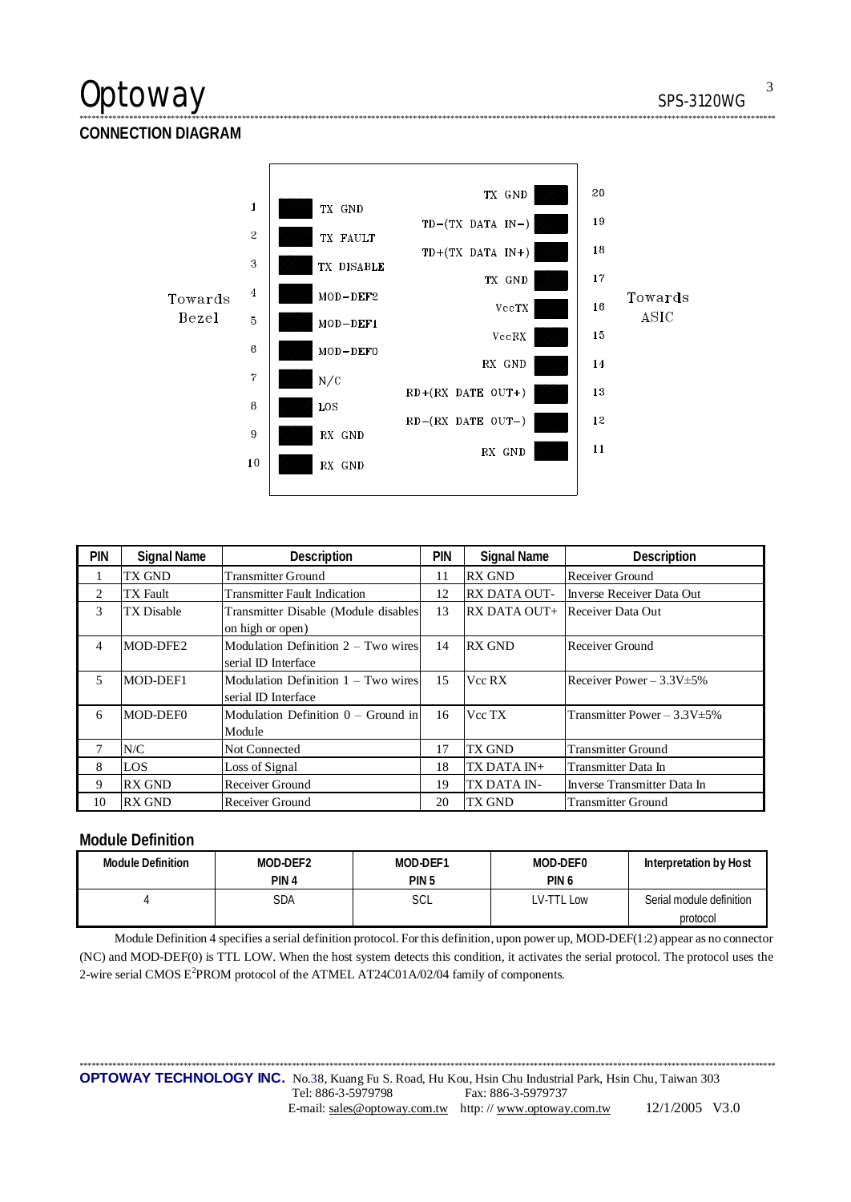## CONNECTION DIAGRAM

Towards Bezel

| PIN | Signal | | Signal | PIN |
|---|---|---|---|---|
| 1 | TX GND | | TX GND | 20 |
| 2 | TX FAULT | | TD-(TX DATA IN-) | 19 |
| 3 | TX DISABLE | | TD+(TX DATA IN+) | 18 |
| 4 | MOD-DEF2 | | TX GND | 17 |
| 5 | MOD-DEF1 | | VccTX | 16 |
| 6 | MOD-DEF0 | | VccRX | 15 |
| 7 | N/C | | RX GND | 14 |
| 8 | LOS | | RD+(RX DATE OUT+) | 13 |
| 9 | RX GND | | RD-(RX DATE OUT-) | 12 |
| 10 | RX GND | | RX GND | 11 |

Towards ASIC

| PIN | Signal Name | Description | PIN | Signal Name | Description |
|---|---|---|---|---|---|
| 1 | TX GND | Transmitter Ground | 11 | RX GND | Receiver Ground |
| 2 | TX Fault | Transmitter Fault Indication | 12 | RX DATA OUT- | Inverse Receiver Data Out |
| 3 | TX Disable | Transmitter Disable (Module disables on high or open) | 13 | RX DATA OUT+ | Receiver Data Out |
| 4 | MOD-DFE2 | Modulation Definition 2 – Two wires serial ID Interface | 14 | RX GND | Receiver Ground |
| 5 | MOD-DEF1 | Modulation Definition 1 – Two wires serial ID Interface | 15 | Vcc RX | Receiver Power – 3.3V±5% |
| 6 | MOD-DEF0 | Modulation Definition 0 – Ground in Module | 16 | Vcc TX | Transmitter Power – 3.3V±5% |
| 7 | N/C | Not Connected | 17 | TX GND | Transmitter Ground |
| 8 | LOS | Loss of Signal | 18 | TX DATA IN+ | Transmitter Data In |
| 9 | RX GND | Receiver Ground | 19 | TX DATA IN- | Inverse Transmitter Data In |
| 10 | RX GND | Receiver Ground | 20 | TX GND | Transmitter Ground |

## Module Definition

| Module Definition | MOD-DEF2 PIN 4 | MOD-DEF1 PIN 5 | MOD-DEF0 PIN 6 | Interpretation by Host |
|---|---|---|---|---|
| 4 | SDA | SCL | LV-TTL Low | Serial module definition protocol |

Module Definition 4 specifies a serial definition protocol. For this definition, upon power up, MOD-DEF(1:2) appear as no connector (NC) and MOD-DEF(0) is TTL LOW. When the host system detects this condition, it activates the serial protocol. The protocol uses the 2-wire serial CMOS E$^2$PROM protocol of the ATMEL AT24C01A/02/04 family of components.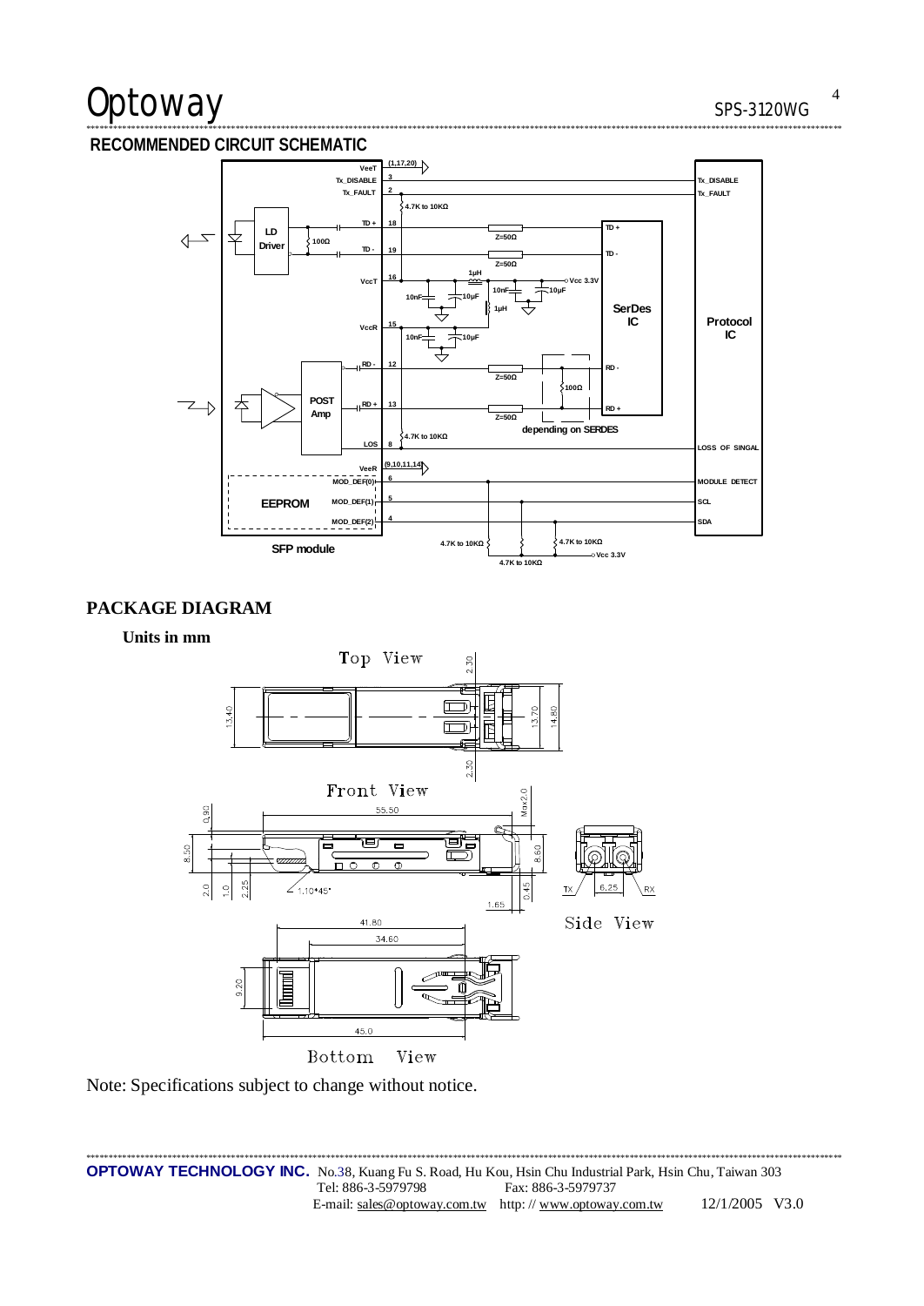## RECOMMENDED CIRCUIT SCHEMATIC

VeeT (1,17,20)
Tx_DISABLE 3
Tx_FAULT 2
4.7K to 10KΩ
TD + 18
TD - 19
Z=50Ω
Z=50Ω
LD Driver
100Ω
VccT 16
1μH
Vcc 3.3V
10nF
10μF
10nF
10μF
1μH
VccR 15
10nF
10μF
RD - 12
Z=50Ω
100Ω
POST Amp
RD + 13
Z=50Ω
depending on SERDES
4.7K to 10KΩ
LOS 8
VeeR (9,10,11,14)
MOD_DEF(0) 6
EEPROM
MOD_DEF(1) 5
MOD_DEF(2) 4
SFP module
4.7K to 10KΩ
4.7K to 10KΩ
4.7K to 10KΩ
Vcc 3.3V
SerDes IC
TD +
TD -
RD -
RD +
Protocol IC
Tx_DISABLE
Tx_FAULT
LOSS OF SINGAL
MODULE DETECT
SCL
SDA

## PACKAGE DIAGRAM

**Units in mm**

Top View
2.30
13.40
13.70
14.80
2.30

Front View
55.50
Max2.0
0.90
8.50
8.60
2.0
1.0
2.25
1.10*45°
0.45
1.65

6.25
TX
RX
Side View

41.80
34.60
9.20
45.0
Bottom View

Note: Specifications subject to change without notice.

**OPTOWAY TECHNOLOGY INC.** No.38, Kuang Fu S. Road, Hu Kou, Hsin Chu Industrial Park, Hsin Chu, Taiwan 303
Tel: 886-3-5979798 Fax: 886-3-5979737
E-mail: sales@optoway.com.tw http: // www.optoway.com.tw 12/1/2005 V3.0